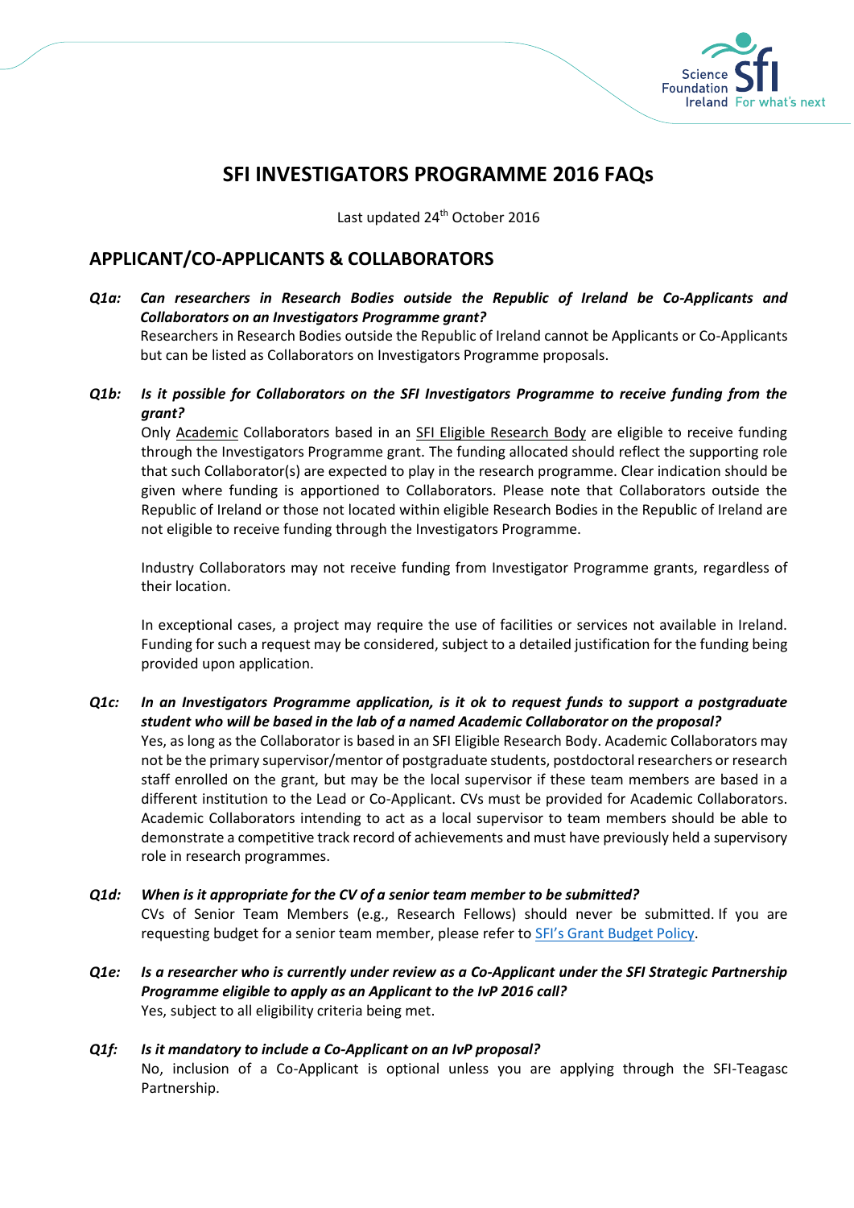# SFI INVESTIGATORS PROGRAMME 2016 FAQs

Last updated 24th October 2016

## APPLICANT/CO-APPLICANTS & COLLABORATORS

***Q1a: Can researchers in Research Bodies outside the Republic of Ireland be Co-Applicants and Collaborators on an Investigators Programme grant?***

Researchers in Research Bodies outside the Republic of Ireland cannot be Applicants or Co-Applicants but can be listed as Collaborators on Investigators Programme proposals.

***Q1b: Is it possible for Collaborators on the SFI Investigators Programme to receive funding from the grant?***

Only Academic Collaborators based in an SFI Eligible Research Body are eligible to receive funding through the Investigators Programme grant. The funding allocated should reflect the supporting role that such Collaborator(s) are expected to play in the research programme. Clear indication should be given where funding is apportioned to Collaborators. Please note that Collaborators outside the Republic of Ireland or those not located within eligible Research Bodies in the Republic of Ireland are not eligible to receive funding through the Investigators Programme.

Industry Collaborators may not receive funding from Investigator Programme grants, regardless of their location.

In exceptional cases, a project may require the use of facilities or services not available in Ireland. Funding for such a request may be considered, subject to a detailed justification for the funding being provided upon application.

***Q1c: In an Investigators Programme application, is it ok to request funds to support a postgraduate student who will be based in the lab of a named Academic Collaborator on the proposal?***

Yes, as long as the Collaborator is based in an SFI Eligible Research Body. Academic Collaborators may not be the primary supervisor/mentor of postgraduate students, postdoctoral researchers or research staff enrolled on the grant, but may be the local supervisor if these team members are based in a different institution to the Lead or Co-Applicant. CVs must be provided for Academic Collaborators. Academic Collaborators intending to act as a local supervisor to team members should be able to demonstrate a competitive track record of achievements and must have previously held a supervisory role in research programmes.

***Q1d: When is it appropriate for the CV of a senior team member to be submitted?***

CVs of Senior Team Members (e.g., Research Fellows) should never be submitted. If you are requesting budget for a senior team member, please refer to SFI's Grant Budget Policy.

***Q1e: Is a researcher who is currently under review as a Co-Applicant under the SFI Strategic Partnership Programme eligible to apply as an Applicant to the IvP 2016 call?***

Yes, subject to all eligibility criteria being met.

***Q1f: Is it mandatory to include a Co-Applicant on an IvP proposal?***

No, inclusion of a Co-Applicant is optional unless you are applying through the SFI-Teagasc Partnership.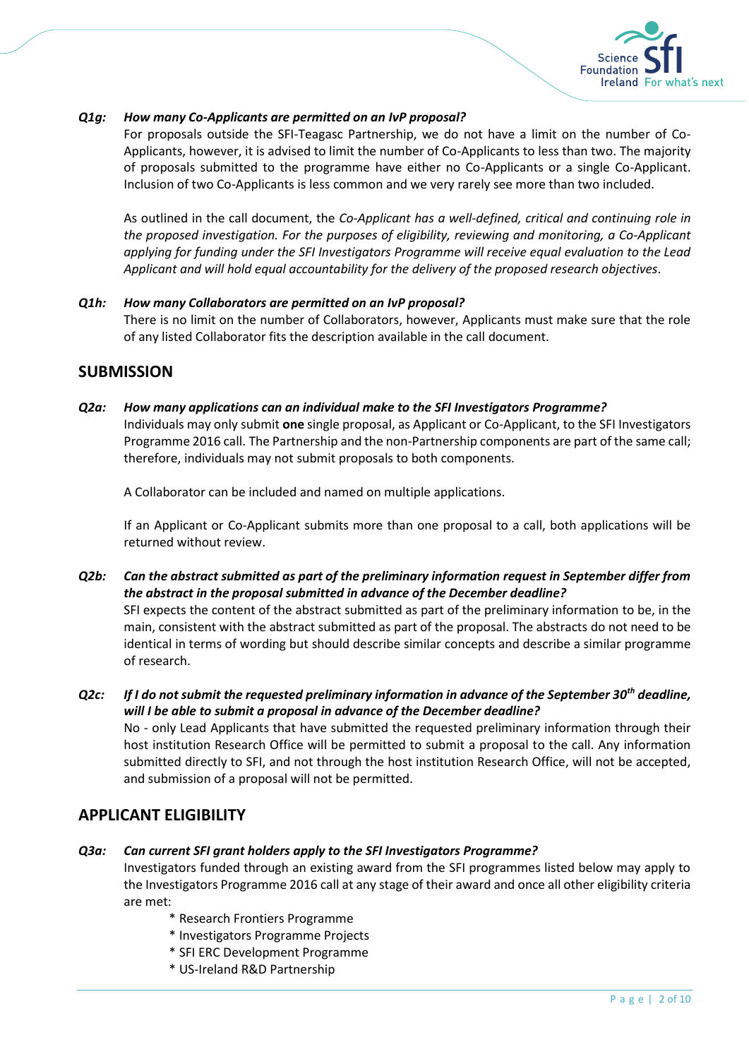***Q1g: How many Co-Applicants are permitted on an IvP proposal?***

For proposals outside the SFI-Teagasc Partnership, we do not have a limit on the number of Co-Applicants, however, it is advised to limit the number of Co-Applicants to less than two. The majority of proposals submitted to the programme have either no Co-Applicants or a single Co-Applicant. Inclusion of two Co-Applicants is less common and we very rarely see more than two included.

As outlined in the call document, the *Co-Applicant has a well-defined, critical and continuing role in the proposed investigation. For the purposes of eligibility, reviewing and monitoring, a Co-Applicant applying for funding under the SFI Investigators Programme will receive equal evaluation to the Lead Applicant and will hold equal accountability for the delivery of the proposed research objectives*.

***Q1h: How many Collaborators are permitted on an IvP proposal?***

There is no limit on the number of Collaborators, however, Applicants must make sure that the role of any listed Collaborator fits the description available in the call document.

## SUBMISSION

***Q2a: How many applications can an individual make to the SFI Investigators Programme?***

Individuals may only submit **one** single proposal, as Applicant or Co-Applicant, to the SFI Investigators Programme 2016 call. The Partnership and the non-Partnership components are part of the same call; therefore, individuals may not submit proposals to both components.

A Collaborator can be included and named on multiple applications.

If an Applicant or Co-Applicant submits more than one proposal to a call, both applications will be returned without review.

***Q2b: Can the abstract submitted as part of the preliminary information request in September differ from the abstract in the proposal submitted in advance of the December deadline?***

SFI expects the content of the abstract submitted as part of the preliminary information to be, in the main, consistent with the abstract submitted as part of the proposal. The abstracts do not need to be identical in terms of wording but should describe similar concepts and describe a similar programme of research.

***Q2c: If I do not submit the requested preliminary information in advance of the September 30th deadline, will I be able to submit a proposal in advance of the December deadline?***

No - only Lead Applicants that have submitted the requested preliminary information through their host institution Research Office will be permitted to submit a proposal to the call. Any information submitted directly to SFI, and not through the host institution Research Office, will not be accepted, and submission of a proposal will not be permitted.

## APPLICANT ELIGIBILITY

***Q3a: Can current SFI grant holders apply to the SFI Investigators Programme?***

Investigators funded through an existing award from the SFI programmes listed below may apply to the Investigators Programme 2016 call at any stage of their award and once all other eligibility criteria are met:

* Research Frontiers Programme
* Investigators Programme Projects
* SFI ERC Development Programme
* US-Ireland R&D Partnership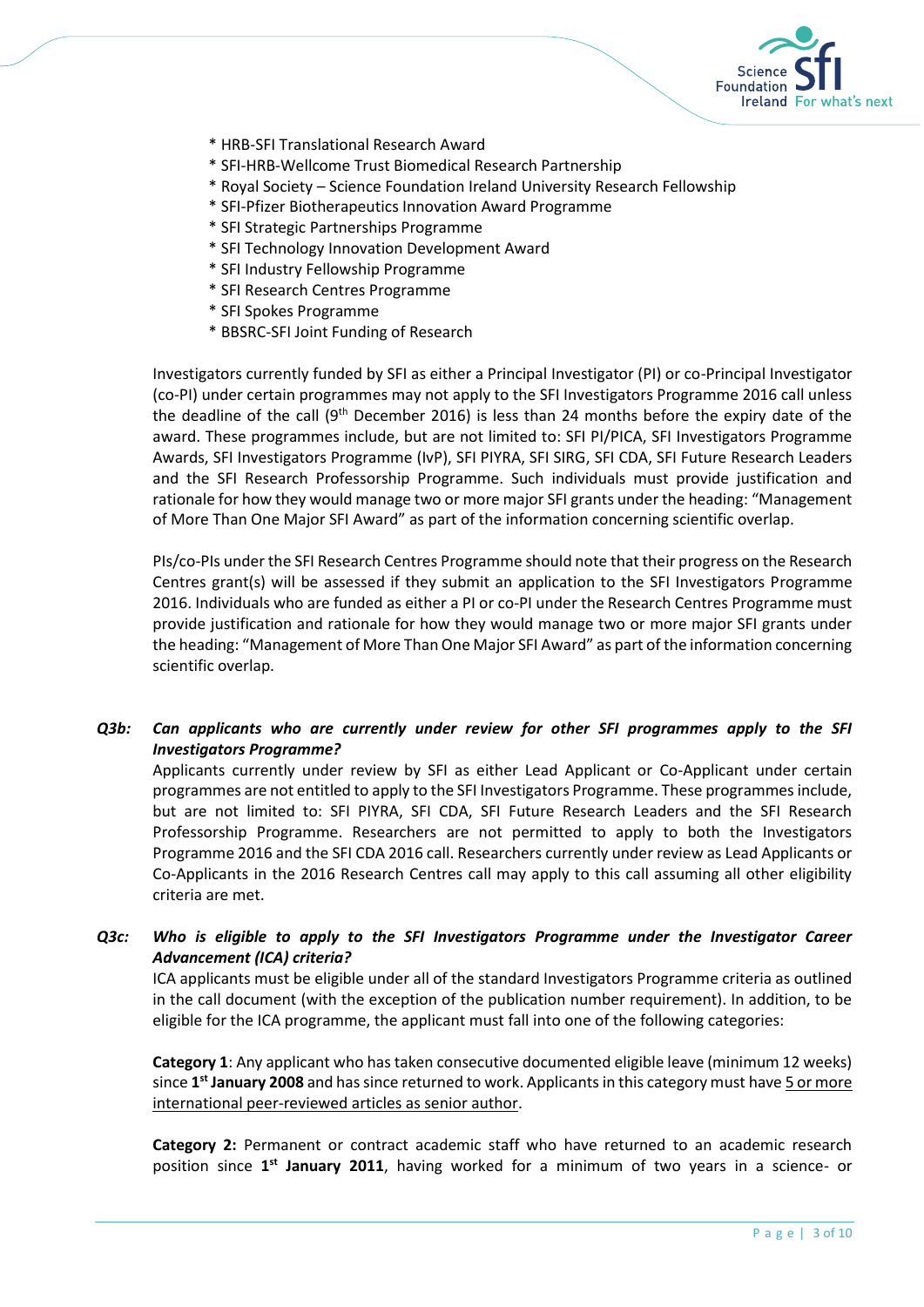* HRB-SFI Translational Research Award
* SFI-HRB-Wellcome Trust Biomedical Research Partnership
* Royal Society – Science Foundation Ireland University Research Fellowship
* SFI-Pfizer Biotherapeutics Innovation Award Programme
* SFI Strategic Partnerships Programme
* SFI Technology Innovation Development Award
* SFI Industry Fellowship Programme
* SFI Research Centres Programme
* SFI Spokes Programme
* BBSRC-SFI Joint Funding of Research

Investigators currently funded by SFI as either a Principal Investigator (PI) or co-Principal Investigator (co-PI) under certain programmes may not apply to the SFI Investigators Programme 2016 call unless the deadline of the call (9th December 2016) is less than 24 months before the expiry date of the award. These programmes include, but are not limited to: SFI PI/PICA, SFI Investigators Programme Awards, SFI Investigators Programme (IvP), SFI PIYRA, SFI SIRG, SFI CDA, SFI Future Research Leaders and the SFI Research Professorship Programme. Such individuals must provide justification and rationale for how they would manage two or more major SFI grants under the heading: "Management of More Than One Major SFI Award" as part of the information concerning scientific overlap.

PIs/co-PIs under the SFI Research Centres Programme should note that their progress on the Research Centres grant(s) will be assessed if they submit an application to the SFI Investigators Programme 2016. Individuals who are funded as either a PI or co-PI under the Research Centres Programme must provide justification and rationale for how they would manage two or more major SFI grants under the heading: "Management of More Than One Major SFI Award" as part of the information concerning scientific overlap.

***Q3b: Can applicants who are currently under review for other SFI programmes apply to the SFI Investigators Programme?***

Applicants currently under review by SFI as either Lead Applicant or Co-Applicant under certain programmes are not entitled to apply to the SFI Investigators Programme. These programmes include, but are not limited to: SFI PIYRA, SFI CDA, SFI Future Research Leaders and the SFI Research Professorship Programme. Researchers are not permitted to apply to both the Investigators Programme 2016 and the SFI CDA 2016 call. Researchers currently under review as Lead Applicants or Co-Applicants in the 2016 Research Centres call may apply to this call assuming all other eligibility criteria are met.

***Q3c: Who is eligible to apply to the SFI Investigators Programme under the Investigator Career Advancement (ICA) criteria?***

ICA applicants must be eligible under all of the standard Investigators Programme criteria as outlined in the call document (with the exception of the publication number requirement). In addition, to be eligible for the ICA programme, the applicant must fall into one of the following categories:

**Category 1**: Any applicant who has taken consecutive documented eligible leave (minimum 12 weeks) since **1st January 2008** and has since returned to work. Applicants in this category must have 5 or more international peer-reviewed articles as senior author.

**Category 2:** Permanent or contract academic staff who have returned to an academic research position since **1st January 2011**, having worked for a minimum of two years in a science- or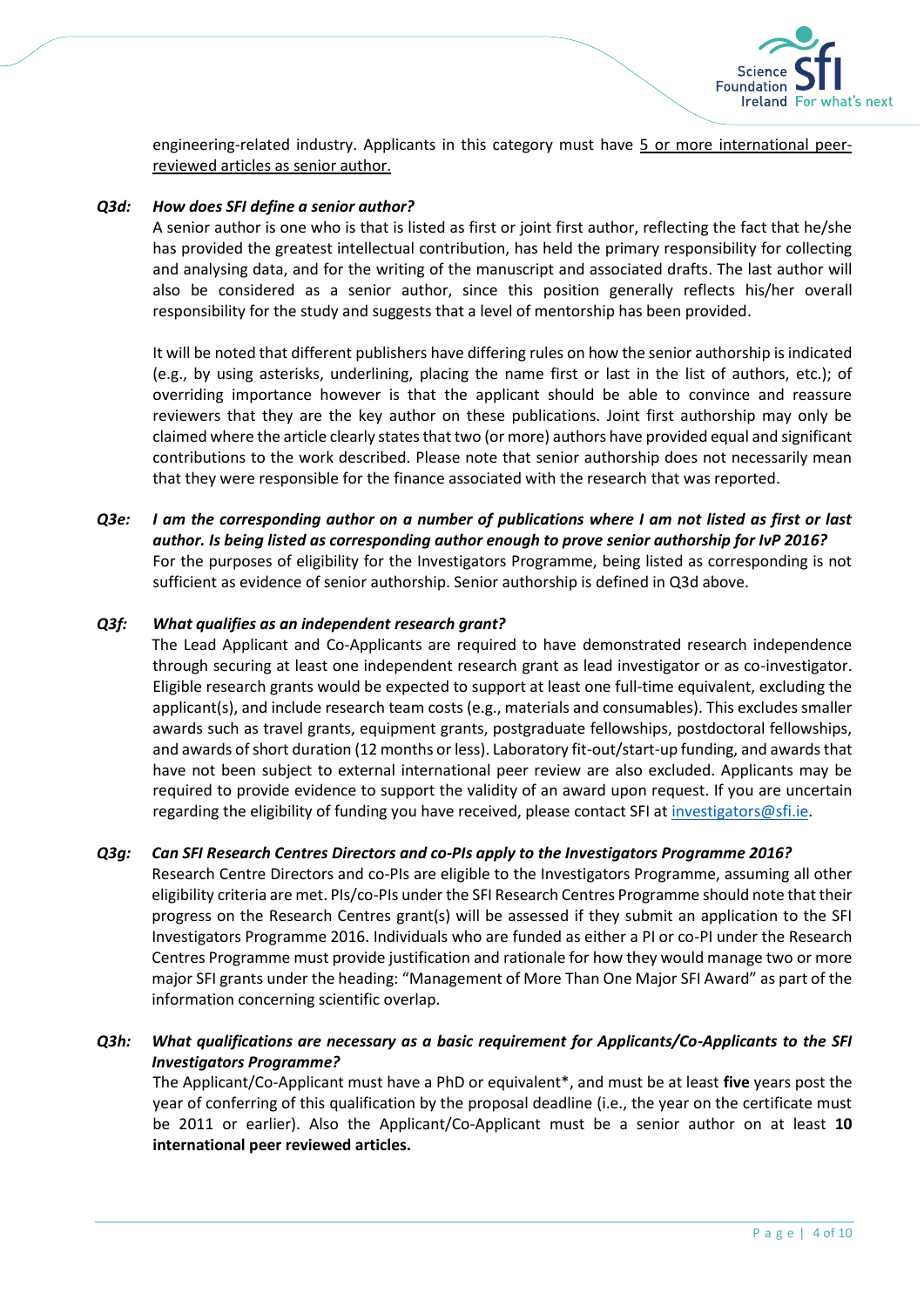engineering-related industry. Applicants in this category must have <u>5 or more international peer-reviewed articles as senior author.</u>

***Q3d: How does SFI define a senior author?***

A senior author is one who is that is listed as first or joint first author, reflecting the fact that he/she has provided the greatest intellectual contribution, has held the primary responsibility for collecting and analysing data, and for the writing of the manuscript and associated drafts. The last author will also be considered as a senior author, since this position generally reflects his/her overall responsibility for the study and suggests that a level of mentorship has been provided.

It will be noted that different publishers have differing rules on how the senior authorship is indicated (e.g., by using asterisks, underlining, placing the name first or last in the list of authors, etc.); of overriding importance however is that the applicant should be able to convince and reassure reviewers that they are the key author on these publications. Joint first authorship may only be claimed where the article clearly states that two (or more) authors have provided equal and significant contributions to the work described. Please note that senior authorship does not necessarily mean that they were responsible for the finance associated with the research that was reported.

***Q3e: I am the corresponding author on a number of publications where I am not listed as first or last author. Is being listed as corresponding author enough to prove senior authorship for IvP 2016?***

For the purposes of eligibility for the Investigators Programme, being listed as corresponding is not sufficient as evidence of senior authorship. Senior authorship is defined in Q3d above.

***Q3f: What qualifies as an independent research grant?***

The Lead Applicant and Co-Applicants are required to have demonstrated research independence through securing at least one independent research grant as lead investigator or as co-investigator. Eligible research grants would be expected to support at least one full-time equivalent, excluding the applicant(s), and include research team costs (e.g., materials and consumables). This excludes smaller awards such as travel grants, equipment grants, postgraduate fellowships, postdoctoral fellowships, and awards of short duration (12 months or less). Laboratory fit-out/start-up funding, and awards that have not been subject to external international peer review are also excluded. Applicants may be required to provide evidence to support the validity of an award upon request. If you are uncertain regarding the eligibility of funding you have received, please contact SFI at investigators@sfi.ie.

***Q3g: Can SFI Research Centres Directors and co-PIs apply to the Investigators Programme 2016?***

Research Centre Directors and co-PIs are eligible to the Investigators Programme, assuming all other eligibility criteria are met. PIs/co-PIs under the SFI Research Centres Programme should note that their progress on the Research Centres grant(s) will be assessed if they submit an application to the SFI Investigators Programme 2016. Individuals who are funded as either a PI or co-PI under the Research Centres Programme must provide justification and rationale for how they would manage two or more major SFI grants under the heading: "Management of More Than One Major SFI Award" as part of the information concerning scientific overlap.

***Q3h: What qualifications are necessary as a basic requirement for Applicants/Co-Applicants to the SFI Investigators Programme?***

The Applicant/Co-Applicant must have a PhD or equivalent*, and must be at least **five** years post the year of conferring of this qualification by the proposal deadline (i.e., the year on the certificate must be 2011 or earlier). Also the Applicant/Co-Applicant must be a senior author on at least **10 international peer reviewed articles.**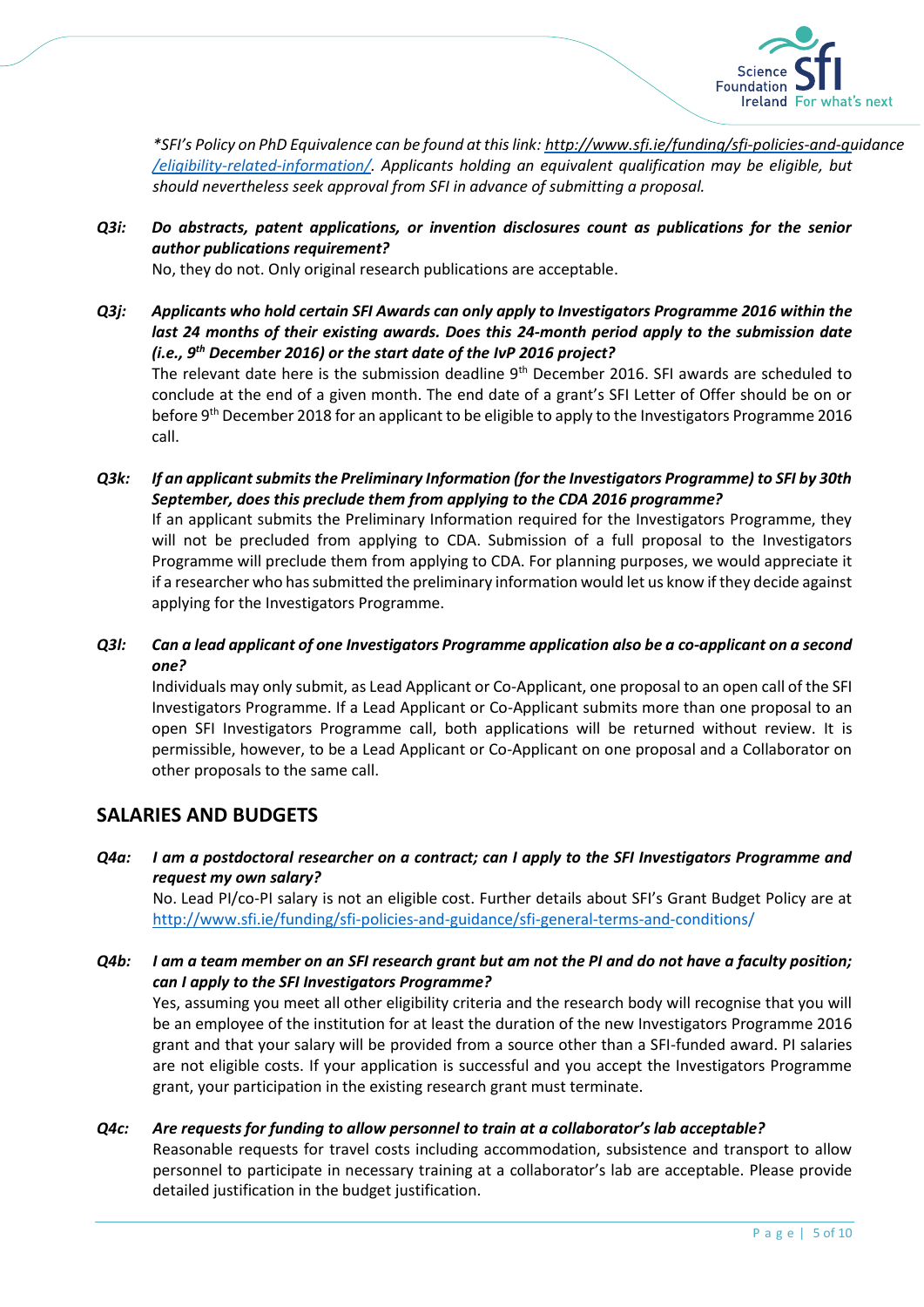*\*SFI's Policy on PhD Equivalence can be found at this link: http://www.sfi.ie/funding/sfi-policies-and-guidance /eligibility-related-information/. Applicants holding an equivalent qualification may be eligible, but should nevertheless seek approval from SFI in advance of submitting a proposal.*

**Q3i:** ***Do abstracts, patent applications, or invention disclosures count as publications for the senior author publications requirement?***

No, they do not. Only original research publications are acceptable.

**Q3j:** ***Applicants who hold certain SFI Awards can only apply to Investigators Programme 2016 within the last 24 months of their existing awards. Does this 24-month period apply to the submission date (i.e., 9th December 2016) or the start date of the IvP 2016 project?***

The relevant date here is the submission deadline 9th December 2016. SFI awards are scheduled to conclude at the end of a given month. The end date of a grant's SFI Letter of Offer should be on or before 9th December 2018 for an applicant to be eligible to apply to the Investigators Programme 2016 call.

**Q3k:** ***If an applicant submits the Preliminary Information (for the Investigators Programme) to SFI by 30th September, does this preclude them from applying to the CDA 2016 programme?***

If an applicant submits the Preliminary Information required for the Investigators Programme, they will not be precluded from applying to CDA. Submission of a full proposal to the Investigators Programme will preclude them from applying to CDA. For planning purposes, we would appreciate it if a researcher who has submitted the preliminary information would let us know if they decide against applying for the Investigators Programme.

**Q3l:** ***Can a lead applicant of one Investigators Programme application also be a co-applicant on a second one?***

Individuals may only submit, as Lead Applicant or Co-Applicant, one proposal to an open call of the SFI Investigators Programme. If a Lead Applicant or Co-Applicant submits more than one proposal to an open SFI Investigators Programme call, both applications will be returned without review. It is permissible, however, to be a Lead Applicant or Co-Applicant on one proposal and a Collaborator on other proposals to the same call.

## SALARIES AND BUDGETS

**Q4a:** ***I am a postdoctoral researcher on a contract; can I apply to the SFI Investigators Programme and request my own salary?***

No. Lead PI/co-PI salary is not an eligible cost. Further details about SFI's Grant Budget Policy are at http://www.sfi.ie/funding/sfi-policies-and-guidance/sfi-general-terms-and-conditions/

**Q4b:** ***I am a team member on an SFI research grant but am not the PI and do not have a faculty position; can I apply to the SFI Investigators Programme?***

Yes, assuming you meet all other eligibility criteria and the research body will recognise that you will be an employee of the institution for at least the duration of the new Investigators Programme 2016 grant and that your salary will be provided from a source other than a SFI-funded award. PI salaries are not eligible costs. If your application is successful and you accept the Investigators Programme grant, your participation in the existing research grant must terminate.

**Q4c:** ***Are requests for funding to allow personnel to train at a collaborator's lab acceptable?***

Reasonable requests for travel costs including accommodation, subsistence and transport to allow personnel to participate in necessary training at a collaborator's lab are acceptable. Please provide detailed justification in the budget justification.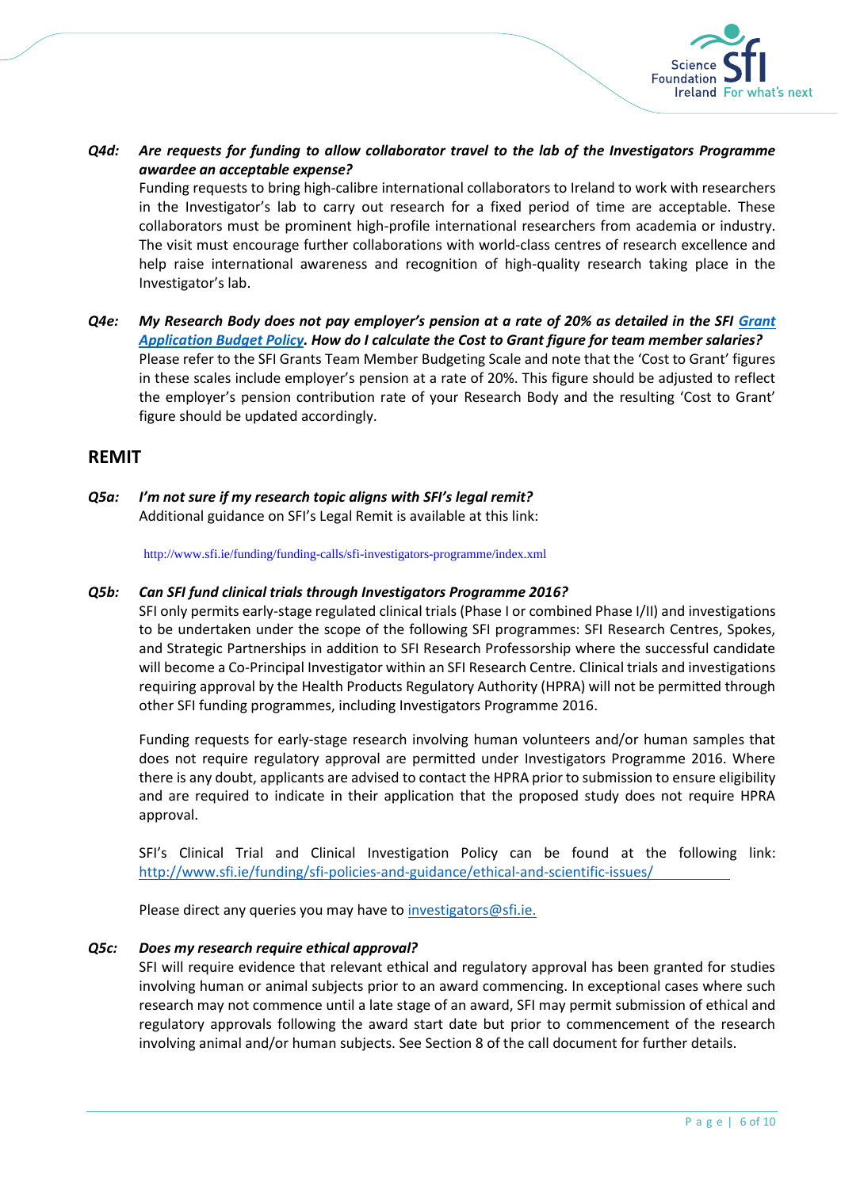**Q4d:** ***Are requests for funding to allow collaborator travel to the lab of the Investigators Programme awardee an acceptable expense?***

Funding requests to bring high-calibre international collaborators to Ireland to work with researchers in the Investigator's lab to carry out research for a fixed period of time are acceptable. These collaborators must be prominent high-profile international researchers from academia or industry. The visit must encourage further collaborations with world-class centres of research excellence and help raise international awareness and recognition of high-quality research taking place in the Investigator's lab.

**Q4e:** ***My Research Body does not pay employer's pension at a rate of 20% as detailed in the SFI [Grant Application Budget Policy](). How do I calculate the Cost to Grant figure for team member salaries?***

Please refer to the SFI Grants Team Member Budgeting Scale and note that the 'Cost to Grant' figures in these scales include employer's pension at a rate of 20%. This figure should be adjusted to reflect the employer's pension contribution rate of your Research Body and the resulting 'Cost to Grant' figure should be updated accordingly.

## REMIT

**Q5a:** ***I'm not sure if my research topic aligns with SFI's legal remit?***

Additional guidance on SFI's Legal Remit is available at this link:

http://www.sfi.ie/funding/funding-calls/sfi-investigators-programme/index.xml

**Q5b:** ***Can SFI fund clinical trials through Investigators Programme 2016?***

SFI only permits early-stage regulated clinical trials (Phase I or combined Phase I/II) and investigations to be undertaken under the scope of the following SFI programmes: SFI Research Centres, Spokes, and Strategic Partnerships in addition to SFI Research Professorship where the successful candidate will become a Co-Principal Investigator within an SFI Research Centre. Clinical trials and investigations requiring approval by the Health Products Regulatory Authority (HPRA) will not be permitted through other SFI funding programmes, including Investigators Programme 2016.

Funding requests for early-stage research involving human volunteers and/or human samples that does not require regulatory approval are permitted under Investigators Programme 2016. Where there is any doubt, applicants are advised to contact the HPRA prior to submission to ensure eligibility and are required to indicate in their application that the proposed study does not require HPRA approval.

SFI's Clinical Trial and Clinical Investigation Policy can be found at the following link: http://www.sfi.ie/funding/sfi-policies-and-guidance/ethical-and-scientific-issues/

Please direct any queries you may have to investigators@sfi.ie.

**Q5c:** ***Does my research require ethical approval?***

SFI will require evidence that relevant ethical and regulatory approval has been granted for studies involving human or animal subjects prior to an award commencing. In exceptional cases where such research may not commence until a late stage of an award, SFI may permit submission of ethical and regulatory approvals following the award start date but prior to commencement of the research involving animal and/or human subjects. See Section 8 of the call document for further details.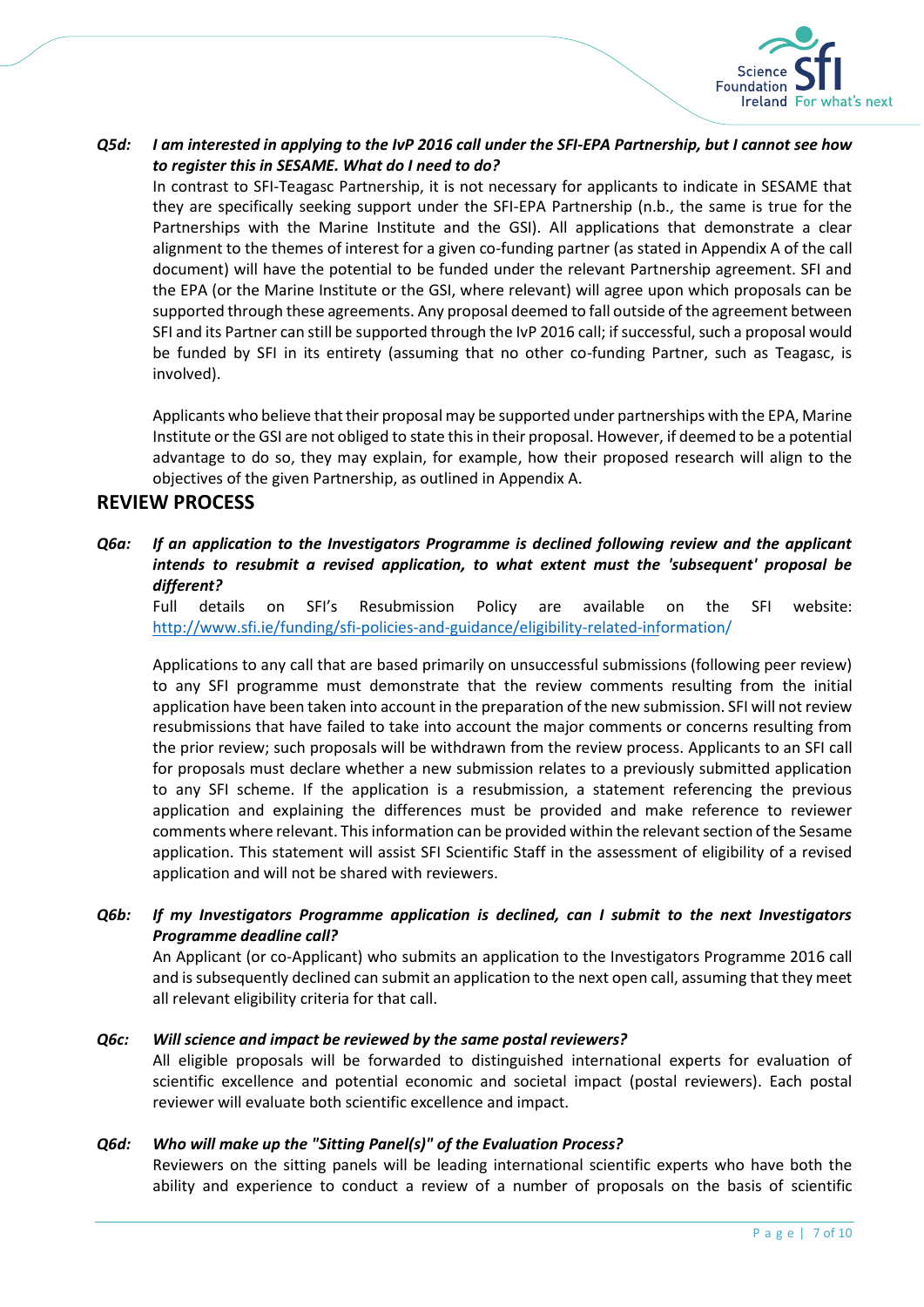***Q5d: I am interested in applying to the IvP 2016 call under the SFI-EPA Partnership, but I cannot see how to register this in SESAME. What do I need to do?***

In contrast to SFI-Teagasc Partnership, it is not necessary for applicants to indicate in SESAME that they are specifically seeking support under the SFI-EPA Partnership (n.b., the same is true for the Partnerships with the Marine Institute and the GSI). All applications that demonstrate a clear alignment to the themes of interest for a given co-funding partner (as stated in Appendix A of the call document) will have the potential to be funded under the relevant Partnership agreement. SFI and the EPA (or the Marine Institute or the GSI, where relevant) will agree upon which proposals can be supported through these agreements. Any proposal deemed to fall outside of the agreement between SFI and its Partner can still be supported through the IvP 2016 call; if successful, such a proposal would be funded by SFI in its entirety (assuming that no other co-funding Partner, such as Teagasc, is involved).

Applicants who believe that their proposal may be supported under partnerships with the EPA, Marine Institute or the GSI are not obliged to state this in their proposal. However, if deemed to be a potential advantage to do so, they may explain, for example, how their proposed research will align to the objectives of the given Partnership, as outlined in Appendix A.

## REVIEW PROCESS

***Q6a: If an application to the Investigators Programme is declined following review and the applicant intends to resubmit a revised application, to what extent must the 'subsequent' proposal be different?***

Full details on SFI's Resubmission Policy are available on the SFI website: http://www.sfi.ie/funding/sfi-policies-and-guidance/eligibility-related-information/

Applications to any call that are based primarily on unsuccessful submissions (following peer review) to any SFI programme must demonstrate that the review comments resulting from the initial application have been taken into account in the preparation of the new submission. SFI will not review resubmissions that have failed to take into account the major comments or concerns resulting from the prior review; such proposals will be withdrawn from the review process. Applicants to an SFI call for proposals must declare whether a new submission relates to a previously submitted application to any SFI scheme. If the application is a resubmission, a statement referencing the previous application and explaining the differences must be provided and make reference to reviewer comments where relevant. This information can be provided within the relevant section of the Sesame application. This statement will assist SFI Scientific Staff in the assessment of eligibility of a revised application and will not be shared with reviewers.

***Q6b: If my Investigators Programme application is declined, can I submit to the next Investigators Programme deadline call?***

An Applicant (or co-Applicant) who submits an application to the Investigators Programme 2016 call and is subsequently declined can submit an application to the next open call, assuming that they meet all relevant eligibility criteria for that call.

***Q6c: Will science and impact be reviewed by the same postal reviewers?***

All eligible proposals will be forwarded to distinguished international experts for evaluation of scientific excellence and potential economic and societal impact (postal reviewers). Each postal reviewer will evaluate both scientific excellence and impact.

***Q6d: Who will make up the "Sitting Panel(s)" of the Evaluation Process?***

Reviewers on the sitting panels will be leading international scientific experts who have both the ability and experience to conduct a review of a number of proposals on the basis of scientific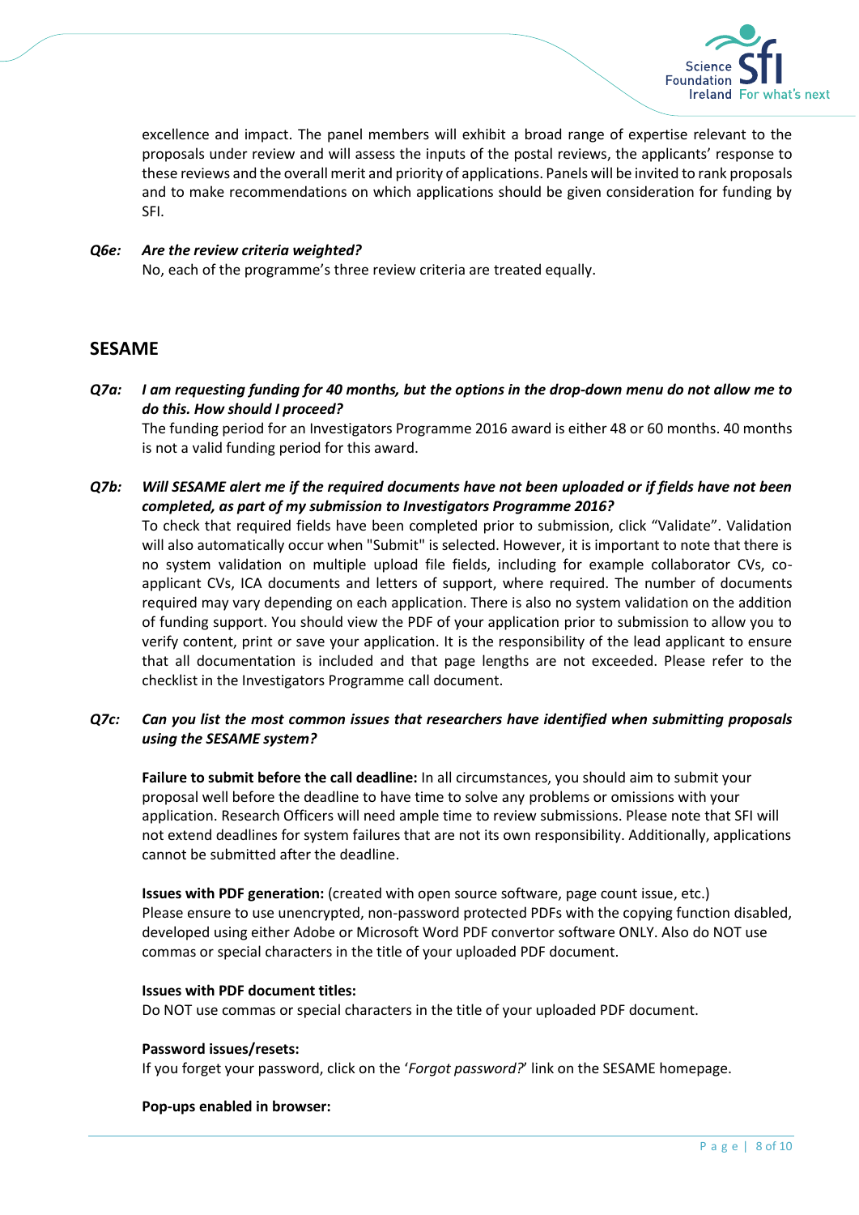excellence and impact. The panel members will exhibit a broad range of expertise relevant to the proposals under review and will assess the inputs of the postal reviews, the applicants' response to these reviews and the overall merit and priority of applications. Panels will be invited to rank proposals and to make recommendations on which applications should be given consideration for funding by SFI.

***Q6e: Are the review criteria weighted?***

No, each of the programme's three review criteria are treated equally.

## SESAME

***Q7a: I am requesting funding for 40 months, but the options in the drop-down menu do not allow me to do this. How should I proceed?***

The funding period for an Investigators Programme 2016 award is either 48 or 60 months. 40 months is not a valid funding period for this award.

***Q7b: Will SESAME alert me if the required documents have not been uploaded or if fields have not been completed, as part of my submission to Investigators Programme 2016?***

To check that required fields have been completed prior to submission, click "Validate". Validation will also automatically occur when "Submit" is selected. However, it is important to note that there is no system validation on multiple upload file fields, including for example collaborator CVs, co-applicant CVs, ICA documents and letters of support, where required. The number of documents required may vary depending on each application. There is also no system validation on the addition of funding support. You should view the PDF of your application prior to submission to allow you to verify content, print or save your application. It is the responsibility of the lead applicant to ensure that all documentation is included and that page lengths are not exceeded. Please refer to the checklist in the Investigators Programme call document.

***Q7c: Can you list the most common issues that researchers have identified when submitting proposals using the SESAME system?***

**Failure to submit before the call deadline:** In all circumstances, you should aim to submit your proposal well before the deadline to have time to solve any problems or omissions with your application. Research Officers will need ample time to review submissions. Please note that SFI will not extend deadlines for system failures that are not its own responsibility. Additionally, applications cannot be submitted after the deadline.

**Issues with PDF generation:** (created with open source software, page count issue, etc.)
Please ensure to use unencrypted, non-password protected PDFs with the copying function disabled, developed using either Adobe or Microsoft Word PDF convertor software ONLY. Also do NOT use commas or special characters in the title of your uploaded PDF document.

**Issues with PDF document titles:**
Do NOT use commas or special characters in the title of your uploaded PDF document.

**Password issues/resets:**
If you forget your password, click on the '*Forgot password?*' link on the SESAME homepage.

**Pop-ups enabled in browser:**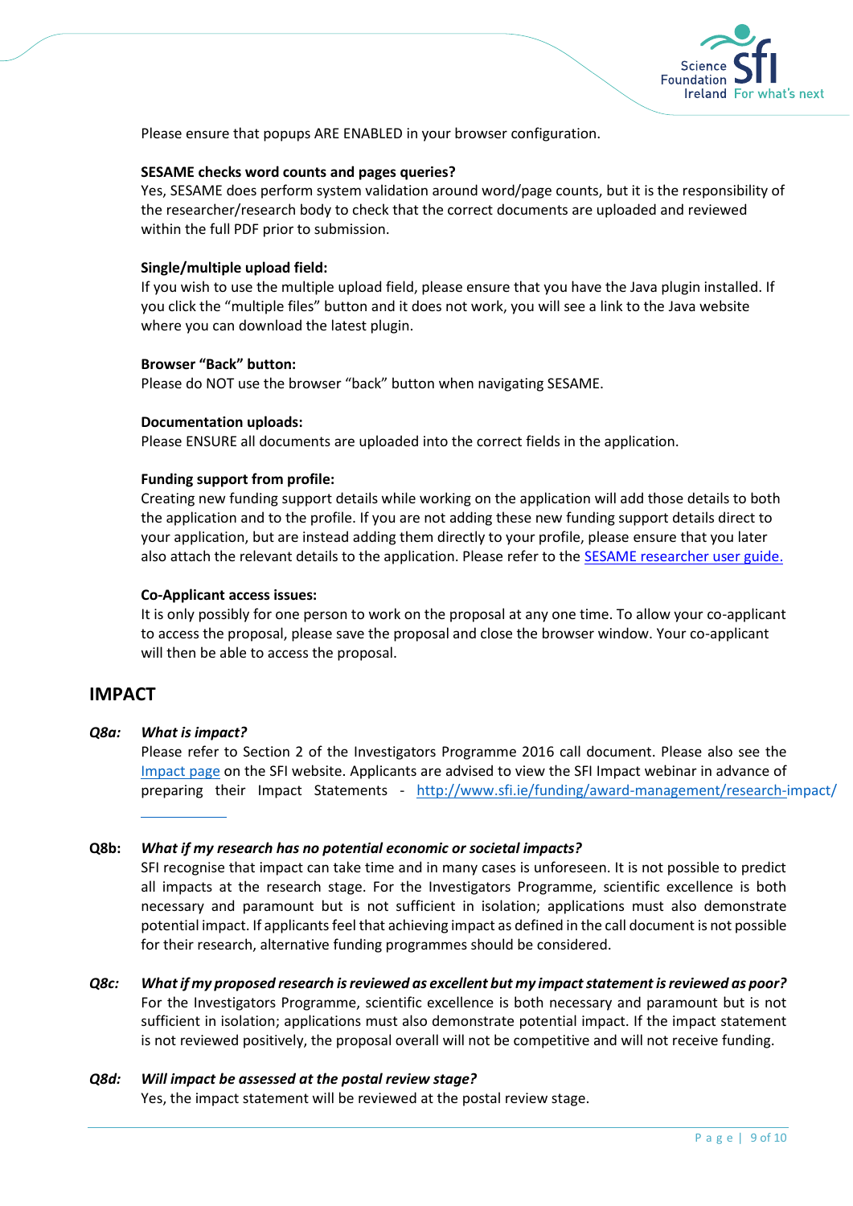Please ensure that popups ARE ENABLED in your browser configuration.

**SESAME checks word counts and pages queries?**
Yes, SESAME does perform system validation around word/page counts, but it is the responsibility of the researcher/research body to check that the correct documents are uploaded and reviewed within the full PDF prior to submission.

**Single/multiple upload field:**
If you wish to use the multiple upload field, please ensure that you have the Java plugin installed. If you click the “multiple files” button and it does not work, you will see a link to the Java website where you can download the latest plugin.

**Browser “Back” button:**
Please do NOT use the browser “back” button when navigating SESAME.

**Documentation uploads:**
Please ENSURE all documents are uploaded into the correct fields in the application.

**Funding support from profile:**
Creating new funding support details while working on the application will add those details to both the application and to the profile. If you are not adding these new funding support details direct to your application, but are instead adding them directly to your profile, please ensure that you later also attach the relevant details to the application. Please refer to the SESAME researcher user guide.

**Co-Applicant access issues:**
It is only possibly for one person to work on the proposal at any one time. To allow your co-applicant to access the proposal, please save the proposal and close the browser window. Your co-applicant will then be able to access the proposal.

## IMPACT

***Q8a:*** ***What is impact?***
Please refer to Section 2 of the Investigators Programme 2016 call document. Please also see the Impact page on the SFI website. Applicants are advised to view the SFI Impact webinar in advance of preparing their Impact Statements - http://www.sfi.ie/funding/award-management/research-impact/

**Q8b:** ***What if my research has no potential economic or societal impacts?***
SFI recognise that impact can take time and in many cases is unforeseen. It is not possible to predict all impacts at the research stage. For the Investigators Programme, scientific excellence is both necessary and paramount but is not sufficient in isolation; applications must also demonstrate potential impact. If applicants feel that achieving impact as defined in the call document is not possible for their research, alternative funding programmes should be considered.

***Q8c:*** ***What if my proposed research is reviewed as excellent but my impact statement is reviewed as poor?***
For the Investigators Programme, scientific excellence is both necessary and paramount but is not sufficient in isolation; applications must also demonstrate potential impact. If the impact statement is not reviewed positively, the proposal overall will not be competitive and will not receive funding.

***Q8d:*** ***Will impact be assessed at the postal review stage?***
Yes, the impact statement will be reviewed at the postal review stage.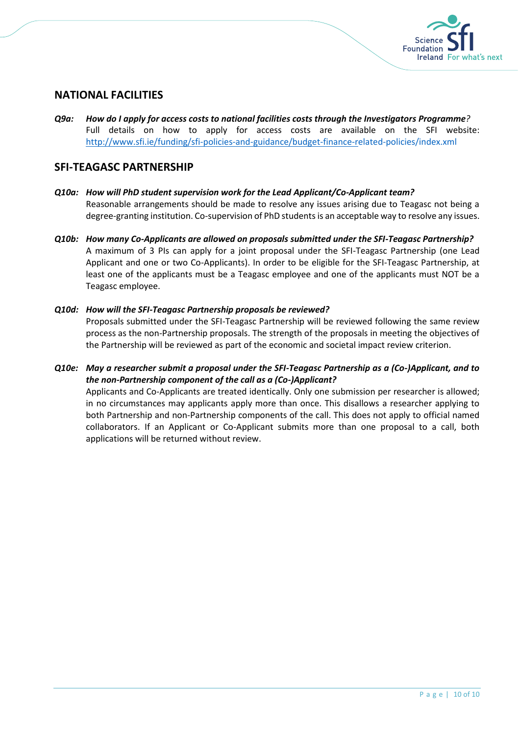## NATIONAL FACILITIES

***Q9a: How do I apply for access costs to national facilities costs through the Investigators Programme?***
Full details on how to apply for access costs are available on the SFI website: http://www.sfi.ie/funding/sfi-policies-and-guidance/budget-finance-related-policies/index.xml

## SFI-TEAGASC PARTNERSHIP

***Q10a: How will PhD student supervision work for the Lead Applicant/Co-Applicant team?***
Reasonable arrangements should be made to resolve any issues arising due to Teagasc not being a degree-granting institution. Co-supervision of PhD students is an acceptable way to resolve any issues.

***Q10b: How many Co-Applicants are allowed on proposals submitted under the SFI-Teagasc Partnership?***
A maximum of 3 PIs can apply for a joint proposal under the SFI-Teagasc Partnership (one Lead Applicant and one or two Co-Applicants). In order to be eligible for the SFI-Teagasc Partnership, at least one of the applicants must be a Teagasc employee and one of the applicants must NOT be a Teagasc employee.

***Q10d: How will the SFI-Teagasc Partnership proposals be reviewed?***
Proposals submitted under the SFI-Teagasc Partnership will be reviewed following the same review process as the non-Partnership proposals. The strength of the proposals in meeting the objectives of the Partnership will be reviewed as part of the economic and societal impact review criterion.

***Q10e: May a researcher submit a proposal under the SFI-Teagasc Partnership as a (Co-)Applicant, and to the non-Partnership component of the call as a (Co-)Applicant?***
Applicants and Co-Applicants are treated identically. Only one submission per researcher is allowed; in no circumstances may applicants apply more than once. This disallows a researcher applying to both Partnership and non-Partnership components of the call. This does not apply to official named collaborators. If an Applicant or Co-Applicant submits more than one proposal to a call, both applications will be returned without review.